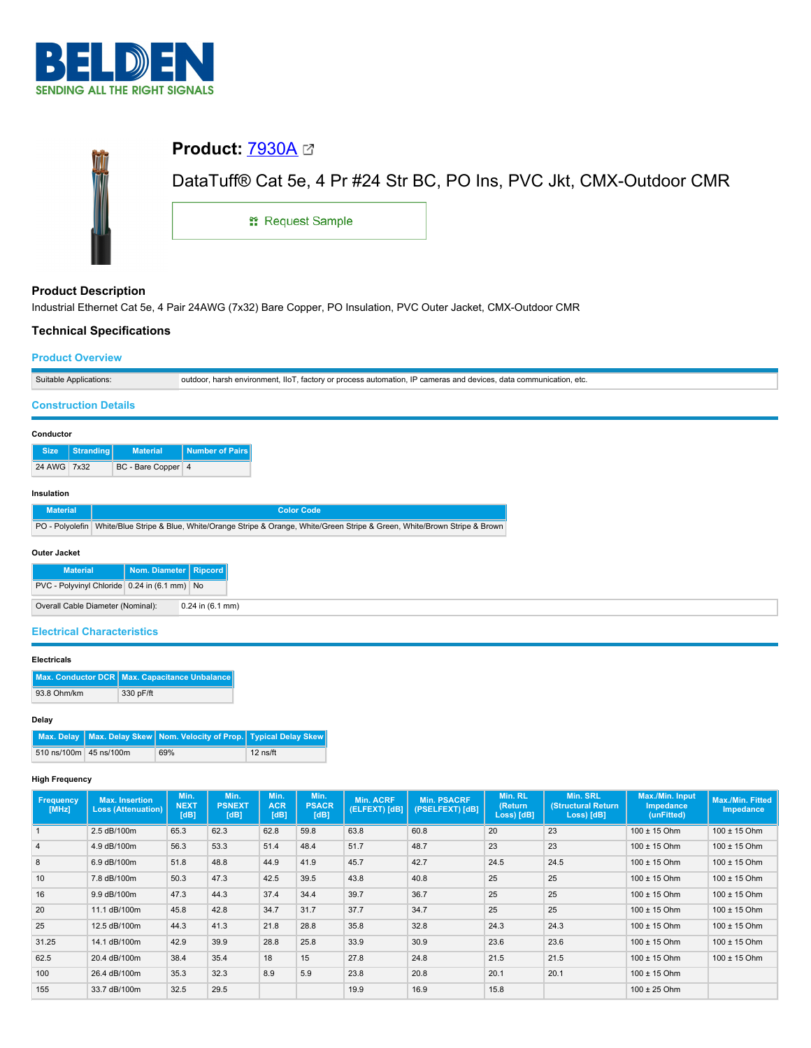# Product: 7930A

DataTuff® Cat 5e, 4 Pr #24 Str BC, PO Ins, PVC Jkt, CMX-Outdoor CMR

Request Sample

## Product Description

Industrial Ethernet Cat 5e, 4 Pair 24AWG (7x32) Bare Copper, PO Insulation, PVC Outer Jacket, CMX-Outdoor CMR

## Technical Specifications

### Product Overview

| Suitable Applications: | outdoor, harsh environment, IIoT, factory or process automation, IP cameras and devices, data communication, etc. |
|---|---|

### Construction Details

#### Conductor

| Size | Stranding | Material | Number of Pairs |
|---|---|---|---|
| 24 AWG | 7x32 | BC - Bare Copper | 4 |

#### Insulation

| Material | Color Code |
|---|---|
| PO - Polyolefin | White/Blue Stripe & Blue, White/Orange Stripe & Orange, White/Green Stripe & Green, White/Brown Stripe & Brown |

#### Outer Jacket

| Material | Nom. Diameter | Ripcord |
|---|---|---|
| PVC - Polyvinyl Chloride | 0.24 in (6.1 mm) | No |

| Overall Cable Diameter (Nominal): | 0.24 in (6.1 mm) |
|---|---|

### Electrical Characteristics

#### Electricals

| Max. Conductor DCR | Max. Capacitance Unbalance |
|---|---|
| 93.8 Ohm/km | 330 pF/ft |

#### Delay

| Max. Delay | Max. Delay Skew | Nom. Velocity of Prop. | Typical Delay Skew |
|---|---|---|---|
| 510 ns/100m | 45 ns/100m | 69% | 12 ns/ft |

#### High Frequency

| Frequency [MHz] | Max. Insertion Loss (Attenuation) | Min. NEXT [dB] | Min. PSNEXT [dB] | Min. ACR [dB] | Min. PSACR [dB] | Min. ACRF (ELFEXT) [dB] | Min. PSACRF (PSELFEXT) [dB] | Min. RL (Return Loss) [dB] | Min. SRL (Structural Return Loss) [dB] | Max./Min. Input Impedance (unFitted) | Max./Min. Fitted Impedance |
|---|---|---|---|---|---|---|---|---|---|---|---|
| 1 | 2.5 dB/100m | 65.3 | 62.3 | 62.8 | 59.8 | 63.8 | 60.8 | 20 | 23 | 100 ± 15 Ohm | 100 ± 15 Ohm |
| 4 | 4.9 dB/100m | 56.3 | 53.3 | 51.4 | 48.4 | 51.7 | 48.7 | 23 | 23 | 100 ± 15 Ohm | 100 ± 15 Ohm |
| 8 | 6.9 dB/100m | 51.8 | 48.8 | 44.9 | 41.9 | 45.7 | 42.7 | 24.5 | 24.5 | 100 ± 15 Ohm | 100 ± 15 Ohm |
| 10 | 7.8 dB/100m | 50.3 | 47.3 | 42.5 | 39.5 | 43.8 | 40.8 | 25 | 25 | 100 ± 15 Ohm | 100 ± 15 Ohm |
| 16 | 9.9 dB/100m | 47.3 | 44.3 | 37.4 | 34.4 | 39.7 | 36.7 | 25 | 25 | 100 ± 15 Ohm | 100 ± 15 Ohm |
| 20 | 11.1 dB/100m | 45.8 | 42.8 | 34.7 | 31.7 | 37.7 | 34.7 | 25 | 25 | 100 ± 15 Ohm | 100 ± 15 Ohm |
| 25 | 12.5 dB/100m | 44.3 | 41.3 | 21.8 | 28.8 | 35.8 | 32.8 | 24.3 | 24.3 | 100 ± 15 Ohm | 100 ± 15 Ohm |
| 31.25 | 14.1 dB/100m | 42.9 | 39.9 | 28.8 | 25.8 | 33.9 | 30.9 | 23.6 | 23.6 | 100 ± 15 Ohm | 100 ± 15 Ohm |
| 62.5 | 20.4 dB/100m | 38.4 | 35.4 | 18 | 15 | 27.8 | 24.8 | 21.5 | 21.5 | 100 ± 15 Ohm | 100 ± 15 Ohm |
| 100 | 26.4 dB/100m | 35.3 | 32.3 | 8.9 | 5.9 | 23.8 | 20.8 | 20.1 | 20.1 | 100 ± 15 Ohm | 100 ± 15 Ohm |
| 155 | 33.7 dB/100m | 32.5 | 29.5 | | | 19.9 | 16.9 | 15.8 | | 100 ± 25 Ohm | |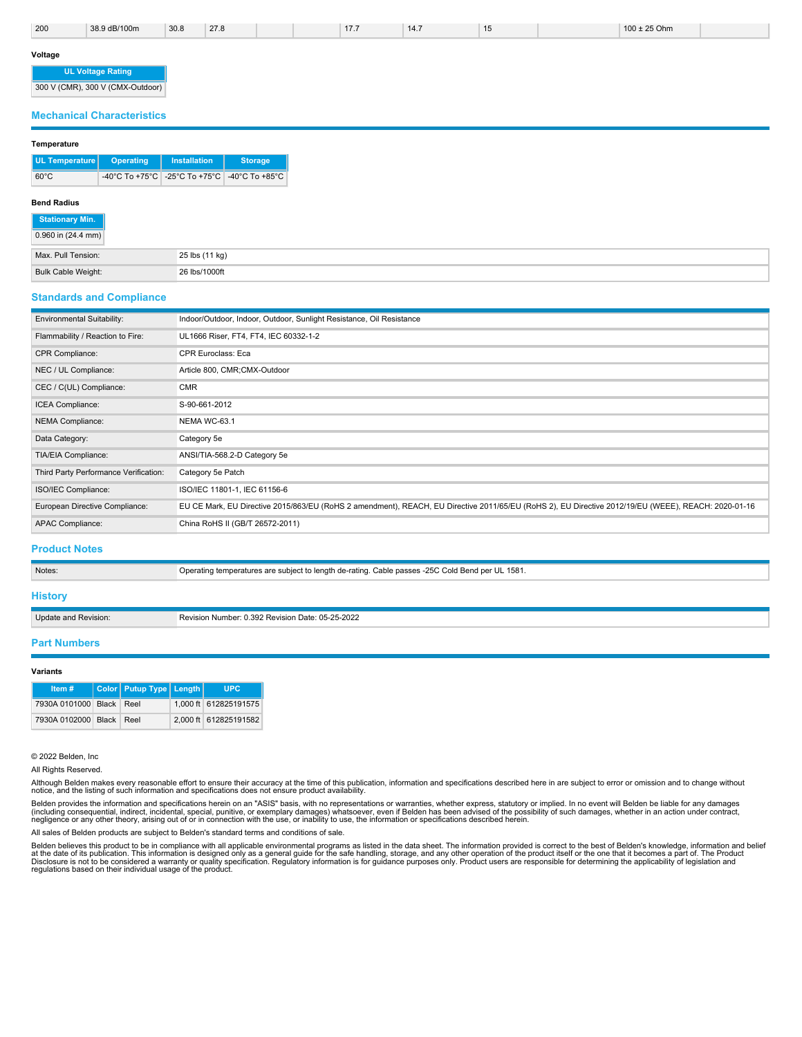| | | | | | | | | | | | |
|---|---|---|---|---|---|---|---|---|---|---|---|
| 200 | 38.9 dB/100m | 30.8 | 27.8 | | | 17.7 | 14.7 | 15 | | 100 ± 25 Ohm | |

**Voltage**

| UL Voltage Rating |
|---|
| 300 V (CMR), 300 V (CMX-Outdoor) |

## Mechanical Characteristics

**Temperature**

| UL Temperature | Operating | Installation | Storage |
|---|---|---|---|
| 60°C | -40°C To +75°C | -25°C To +75°C | -40°C To +85°C |

**Bend Radius**

| Stationary Min. |
|---|
| 0.960 in (24.4 mm) |

| | |
|---|---|
| Max. Pull Tension: | 25 lbs (11 kg) |
| Bulk Cable Weight: | 26 lbs/1000ft |

## Standards and Compliance

| | |
|---|---|
| Environmental Suitability: | Indoor/Outdoor, Indoor, Outdoor, Sunlight Resistance, Oil Resistance |
| Flammability / Reaction to Fire: | UL1666 Riser, FT4, FT4, IEC 60332-1-2 |
| CPR Compliance: | CPR Euroclass: Eca |
| NEC / UL Compliance: | Article 800, CMR;CMX-Outdoor |
| CEC / C(UL) Compliance: | CMR |
| ICEA Compliance: | S-90-661-2012 |
| NEMA Compliance: | NEMA WC-63.1 |
| Data Category: | Category 5e |
| TIA/EIA Compliance: | ANSI/TIA-568.2-D Category 5e |
| Third Party Performance Verification: | Category 5e Patch |
| ISO/IEC Compliance: | ISO/IEC 11801-1, IEC 61156-6 |
| European Directive Compliance: | EU CE Mark, EU Directive 2015/863/EU (RoHS 2 amendment), REACH, EU Directive 2011/65/EU (RoHS 2), EU Directive 2012/19/EU (WEEE), REACH: 2020-01-16 |
| APAC Compliance: | China RoHS II (GB/T 26572-2011) |

## Product Notes

| | |
|---|---|
| Notes: | Operating temperatures are subject to length de-rating. Cable passes -25C Cold Bend per UL 1581. |

## History

| | |
|---|---|
| Update and Revision: | Revision Number: 0.392 Revision Date: 05-25-2022 |

## Part Numbers

**Variants**

| Item # | Color | Putup Type | Length | UPC |
|---|---|---|---|---|
| 7930A 0101000 | Black | Reel | 1,000 ft | 612825191575 |
| 7930A 0102000 | Black | Reel | 2,000 ft | 612825191582 |

© 2022 Belden, Inc

All Rights Reserved.

Although Belden makes every reasonable effort to ensure their accuracy at the time of this publication, information and specifications described here in are subject to error or omission and to change without notice, and the listing of such information and specifications does not ensure product availability.

Belden provides the information and specifications herein on an "ASIS" basis, with no representations or warranties, whether express, statutory or implied. In no event will Belden be liable for any damages (including consequential, indirect, incidental, special, punitive, or exemplary damages) whatsoever, even if Belden has been advised of the possibility of such damages, whether in an action under contract, negligence or any other theory, arising out of or in connection with the use, or inability to use, the information or specifications described herein.

All sales of Belden products are subject to Belden's standard terms and conditions of sale.

Belden believes this product to be in compliance with all applicable environmental programs as listed in the data sheet. The information provided is correct to the best of Belden's knowledge, information and belief at the date of its publication. This information is designed only as a general guide for the safe handling, storage, and any other operation of the product itself or the one that it becomes a part of. The Product Disclosure is not to be considered a warranty or quality specification. Regulatory information is for guidance purposes only. Product users are responsible for determining the applicability of legislation and regulations based on their individual usage of the product.